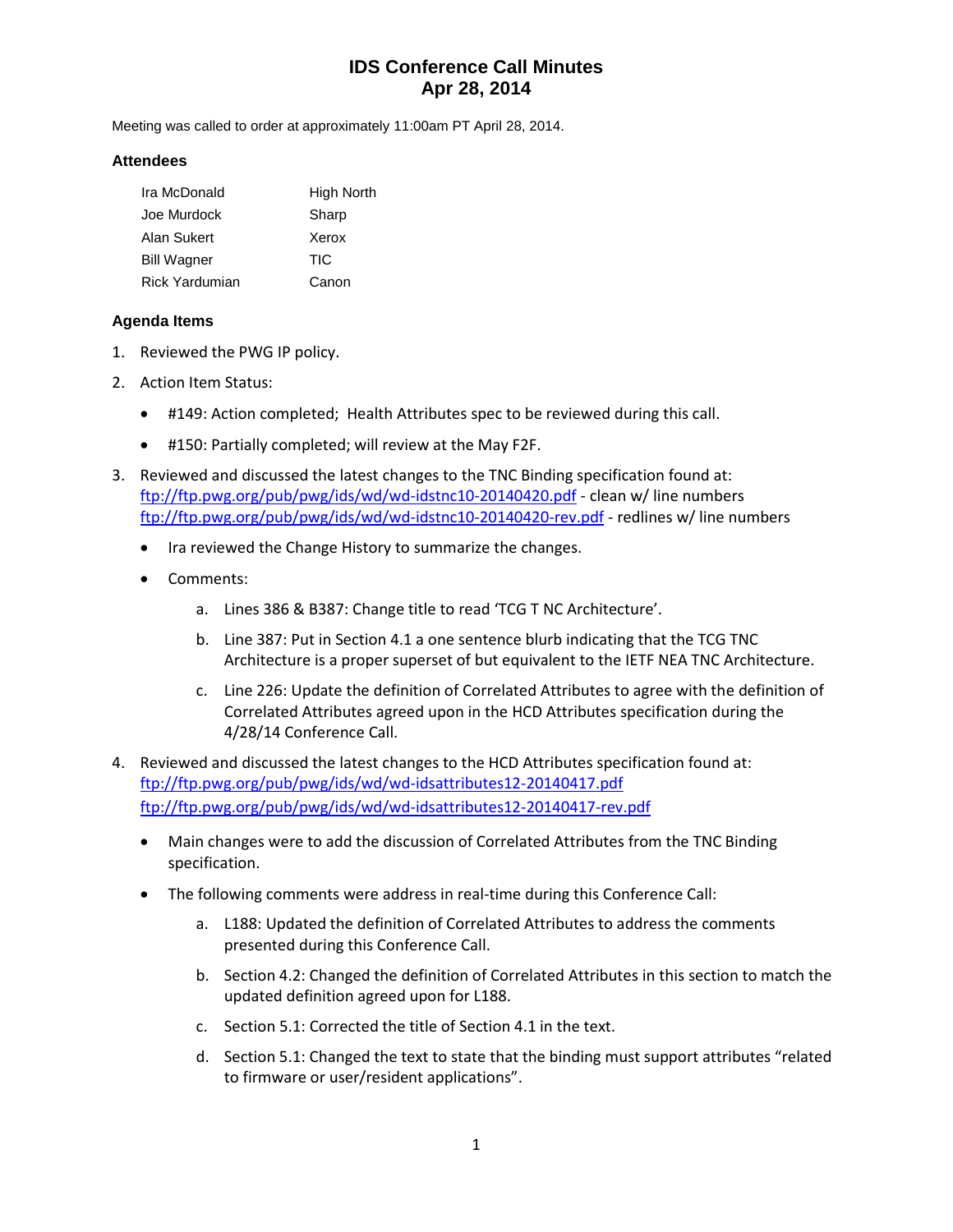# IDS Conference Call Minutes
## Apr 28, 2014

Meeting was called to order at approximately 11:00am PT April 28, 2014.

### Attendees

| | |
|---|---|
| Ira McDonald | High North |
| Joe Murdock | Sharp |
| Alan Sukert | Xerox |
| Bill Wagner | TIC |
| Rick Yardumian | Canon |

### Agenda Items

1. Reviewed the PWG IP policy.
2. Action Item Status:
   - #149: Action completed; Health Attributes spec to be reviewed during this call.
   - #150: Partially completed; will review at the May F2F.
3. Reviewed and discussed the latest changes to the TNC Binding specification found at:
   ftp://ftp.pwg.org/pub/pwg/ids/wd/wd-idstnc10-20140420.pdf - clean w/ line numbers
   ftp://ftp.pwg.org/pub/pwg/ids/wd/wd-idstnc10-20140420-rev.pdf - redlines w/ line numbers
   - Ira reviewed the Change History to summarize the changes.
   - Comments:
     a. Lines 386 & B387: Change title to read 'TCG T NC Architecture'.
     b. Line 387: Put in Section 4.1 a one sentence blurb indicating that the TCG TNC Architecture is a proper superset of but equivalent to the IETF NEA TNC Architecture.
     c. Line 226: Update the definition of Correlated Attributes to agree with the definition of Correlated Attributes agreed upon in the HCD Attributes specification during the 4/28/14 Conference Call.
4. Reviewed and discussed the latest changes to the HCD Attributes specification found at:
   ftp://ftp.pwg.org/pub/pwg/ids/wd/wd-idsattributes12-20140417.pdf
   ftp://ftp.pwg.org/pub/pwg/ids/wd/wd-idsattributes12-20140417-rev.pdf
   - Main changes were to add the discussion of Correlated Attributes from the TNC Binding specification.
   - The following comments were address in real-time during this Conference Call:
     a. L188: Updated the definition of Correlated Attributes to address the comments presented during this Conference Call.
     b. Section 4.2: Changed the definition of Correlated Attributes in this section to match the updated definition agreed upon for L188.
     c. Section 5.1: Corrected the title of Section 4.1 in the text.
     d. Section 5.1: Changed the text to state that the binding must support attributes "related to firmware or user/resident applications".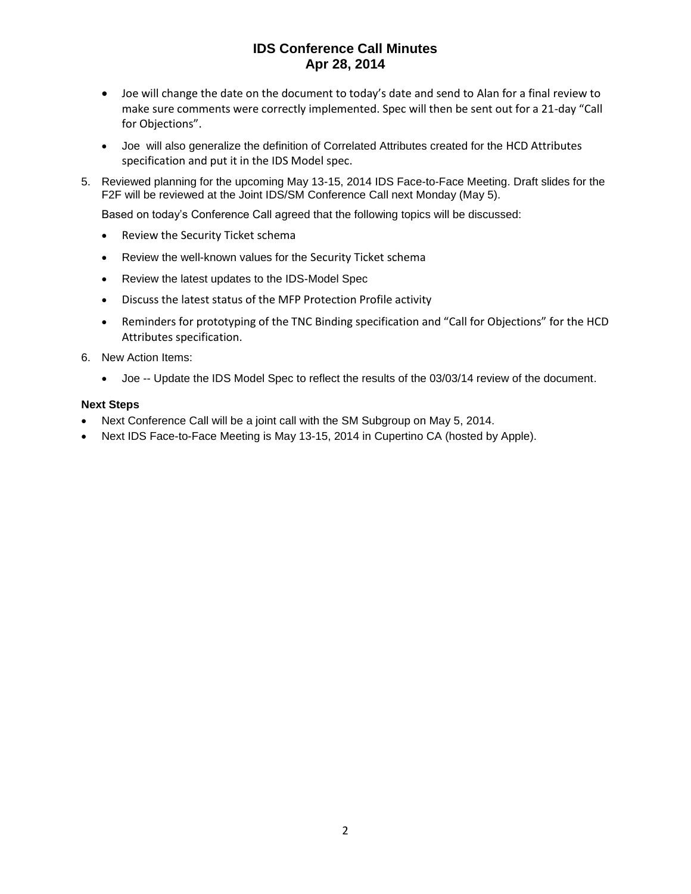- Joe will change the date on the document to today's date and send to Alan for a final review to make sure comments were correctly implemented. Spec will then be sent out for a 21-day "Call for Objections".
- Joe will also generalize the definition of Correlated Attributes created for the HCD Attributes specification and put it in the IDS Model spec.

5. Reviewed planning for the upcoming May 13-15, 2014 IDS Face-to-Face Meeting. Draft slides for the F2F will be reviewed at the Joint IDS/SM Conference Call next Monday (May 5).

   Based on today's Conference Call agreed that the following topics will be discussed:

   - Review the Security Ticket schema
   - Review the well-known values for the Security Ticket schema
   - Review the latest updates to the IDS-Model Spec
   - Discuss the latest status of the MFP Protection Profile activity
   - Reminders for prototyping of the TNC Binding specification and "Call for Objections" for the HCD Attributes specification.

6. New Action Items:

   - Joe -- Update the IDS Model Spec to reflect the results of the 03/03/14 review of the document.

**Next Steps**

- Next Conference Call will be a joint call with the SM Subgroup on May 5, 2014.
- Next IDS Face-to-Face Meeting is May 13-15, 2014 in Cupertino CA (hosted by Apple).